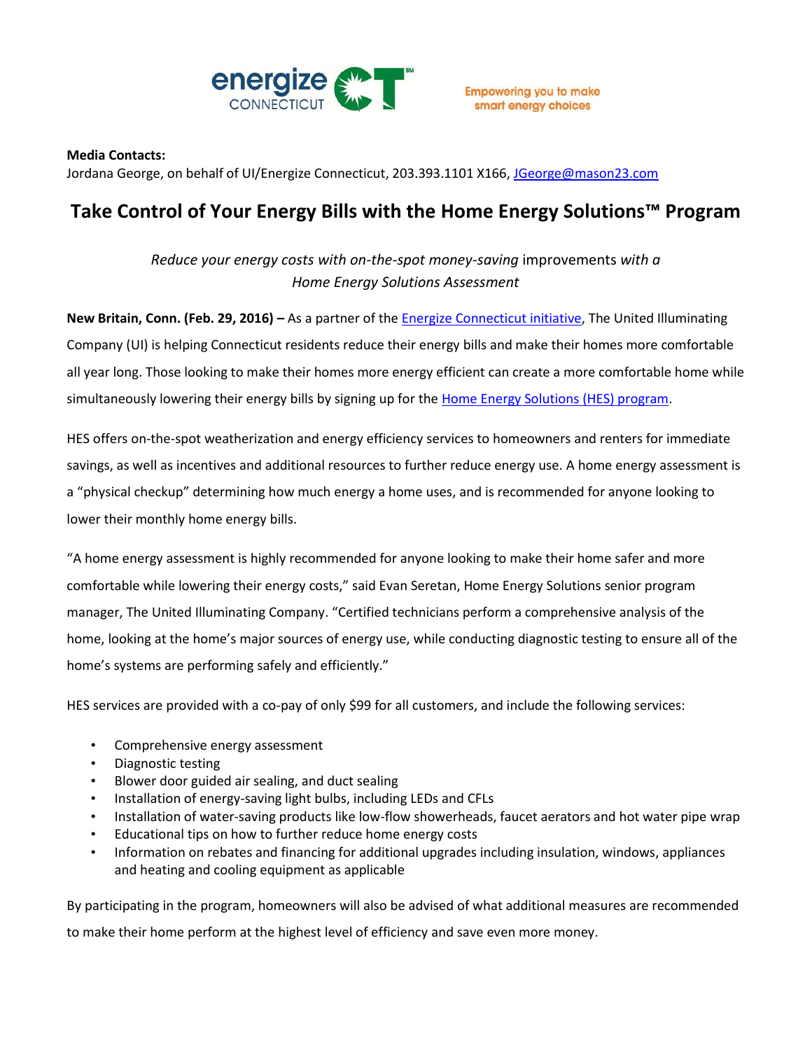energize CONNECTICUT CT℠

Empowering you to make smart energy choices

**Media Contacts:**
Jordana George, on behalf of UI/Energize Connecticut, 203.393.1101 X166, JGeorge@mason23.com

# Take Control of Your Energy Bills with the Home Energy Solutions™ Program

*Reduce your energy costs with on-the-spot money-saving* improvements *with a Home Energy Solutions Assessment*

**New Britain, Conn. (Feb. 29, 2016) –** As a partner of the Energize Connecticut initiative, The United Illuminating Company (UI) is helping Connecticut residents reduce their energy bills and make their homes more comfortable all year long. Those looking to make their homes more energy efficient can create a more comfortable home while simultaneously lowering their energy bills by signing up for the Home Energy Solutions (HES) program.

HES offers on-the-spot weatherization and energy efficiency services to homeowners and renters for immediate savings, as well as incentives and additional resources to further reduce energy use. A home energy assessment is a "physical checkup" determining how much energy a home uses, and is recommended for anyone looking to lower their monthly home energy bills.

"A home energy assessment is highly recommended for anyone looking to make their home safer and more comfortable while lowering their energy costs," said Evan Seretan, Home Energy Solutions senior program manager, The United Illuminating Company. "Certified technicians perform a comprehensive analysis of the home, looking at the home's major sources of energy use, while conducting diagnostic testing to ensure all of the home's systems are performing safely and efficiently."

HES services are provided with a co-pay of only $99 for all customers, and include the following services:

- Comprehensive energy assessment
- Diagnostic testing
- Blower door guided air sealing, and duct sealing
- Installation of energy-saving light bulbs, including LEDs and CFLs
- Installation of water-saving products like low-flow showerheads, faucet aerators and hot water pipe wrap
- Educational tips on how to further reduce home energy costs
- Information on rebates and financing for additional upgrades including insulation, windows, appliances and heating and cooling equipment as applicable

By participating in the program, homeowners will also be advised of what additional measures are recommended to make their home perform at the highest level of efficiency and save even more money.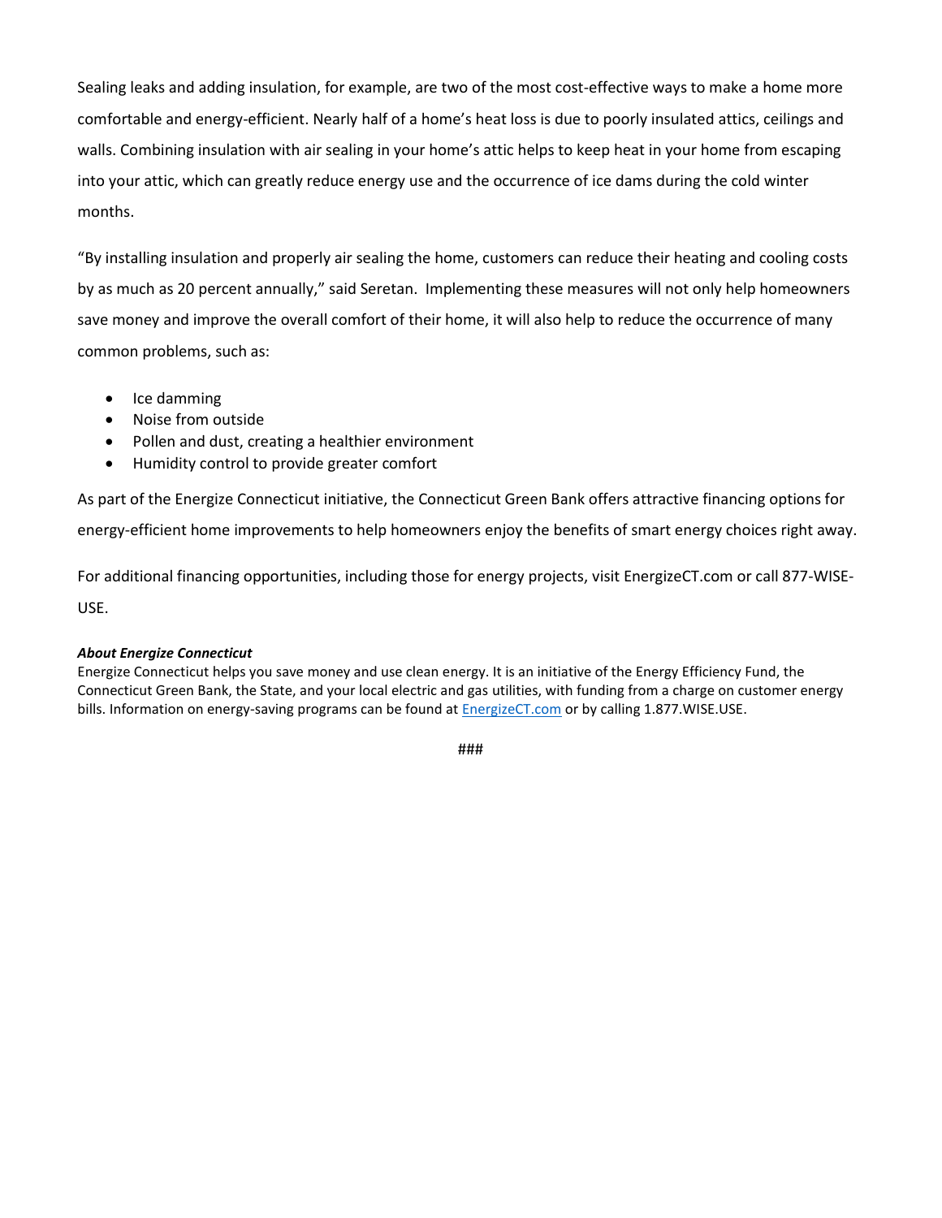Sealing leaks and adding insulation, for example, are two of the most cost-effective ways to make a home more comfortable and energy-efficient. Nearly half of a home's heat loss is due to poorly insulated attics, ceilings and walls. Combining insulation with air sealing in your home's attic helps to keep heat in your home from escaping into your attic, which can greatly reduce energy use and the occurrence of ice dams during the cold winter months.

"By installing insulation and properly air sealing the home, customers can reduce their heating and cooling costs by as much as 20 percent annually," said Seretan. Implementing these measures will not only help homeowners save money and improve the overall comfort of their home, it will also help to reduce the occurrence of many common problems, such as:

- Ice damming
- Noise from outside
- Pollen and dust, creating a healthier environment
- Humidity control to provide greater comfort

As part of the Energize Connecticut initiative, the Connecticut Green Bank offers attractive financing options for energy-efficient home improvements to help homeowners enjoy the benefits of smart energy choices right away.

For additional financing opportunities, including those for energy projects, visit EnergizeCT.com or call 877-WISE-USE.

***About Energize Connecticut***
Energize Connecticut helps you save money and use clean energy. It is an initiative of the Energy Efficiency Fund, the Connecticut Green Bank, the State, and your local electric and gas utilities, with funding from a charge on customer energy bills. Information on energy-saving programs can be found at [EnergizeCT.com](http://EnergizeCT.com) or by calling 1.877.WISE.USE.

###